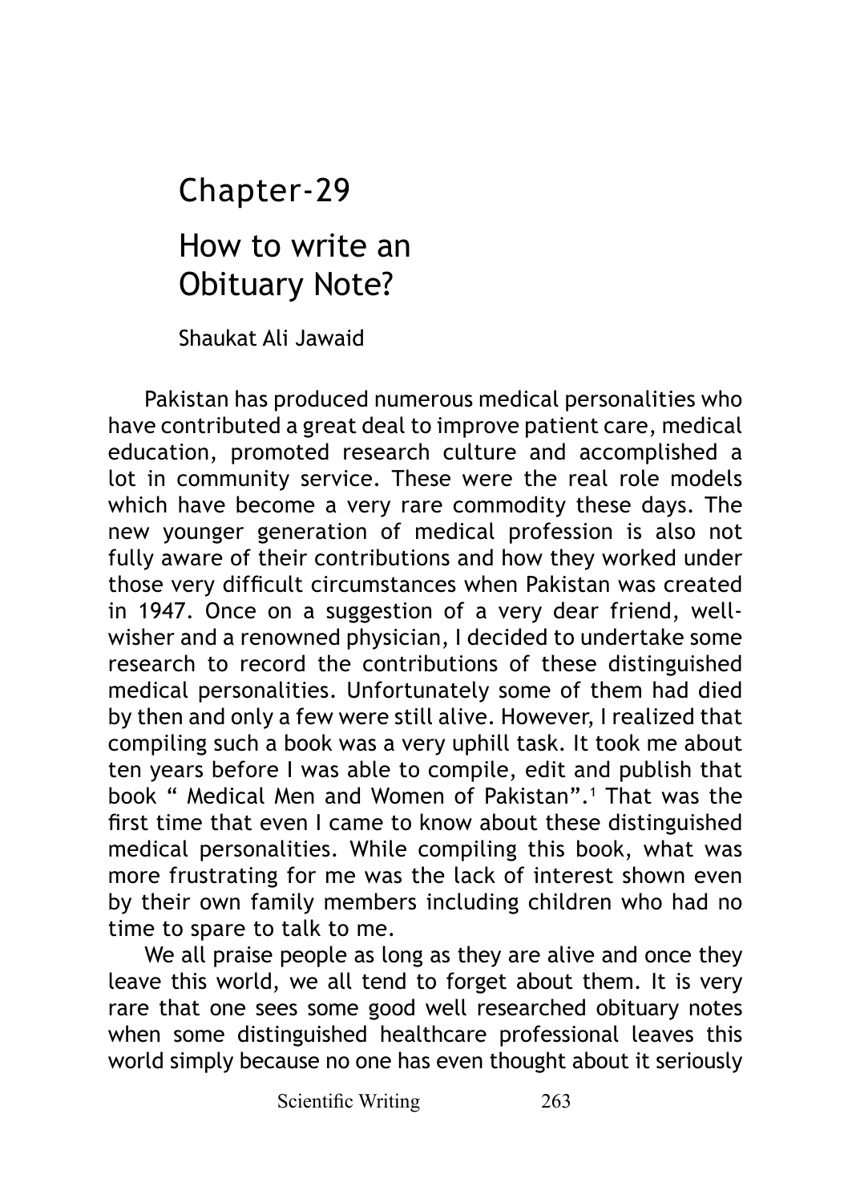# Chapter-29

# How to write an Obituary Note?

Shaukat Ali Jawaid

Pakistan has produced numerous medical personalities who have contributed a great deal to improve patient care, medical education, promoted research culture and accomplished a lot in community service. These were the real role models which have become a very rare commodity these days. The new younger generation of medical profession is also not fully aware of their contributions and how they worked under those very difficult circumstances when Pakistan was created in 1947. Once on a suggestion of a very dear friend, well-wisher and a renowned physician, I decided to undertake some research to record the contributions of these distinguished medical personalities. Unfortunately some of them had died by then and only a few were still alive. However, I realized that compiling such a book was a very uphill task. It took me about ten years before I was able to compile, edit and publish that book " Medical Men and Women of Pakistan".[1] That was the first time that even I came to know about these distinguished medical personalities. While compiling this book, what was more frustrating for me was the lack of interest shown even by their own family members including children who had no time to spare to talk to me.

We all praise people as long as they are alive and once they leave this world, we all tend to forget about them. It is very rare that one sees some good well researched obituary notes when some distinguished healthcare professional leaves this world simply because no one has even thought about it seriously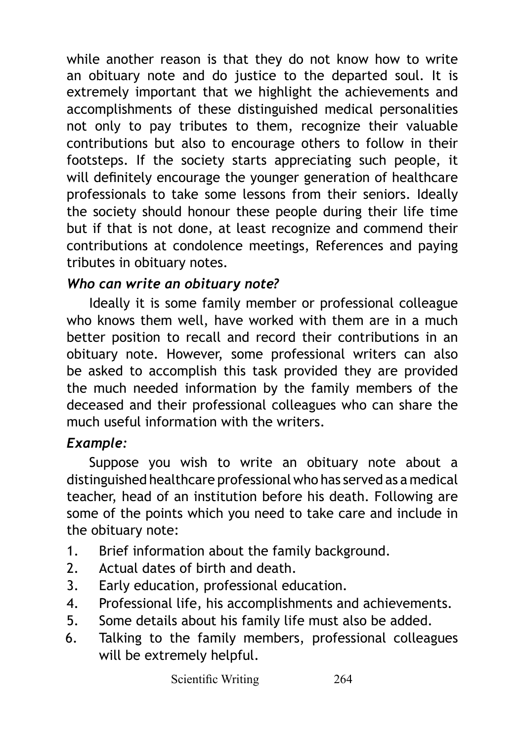while another reason is that they do not know how to write an obituary note and do justice to the departed soul. It is extremely important that we highlight the achievements and accomplishments of these distinguished medical personalities not only to pay tributes to them, recognize their valuable contributions but also to encourage others to follow in their footsteps. If the society starts appreciating such people, it will definitely encourage the younger generation of healthcare professionals to take some lessons from their seniors. Ideally the society should honour these people during their life time but if that is not done, at least recognize and commend their contributions at condolence meetings, References and paying tributes in obituary notes.

***Who can write an obituary note?***

Ideally it is some family member or professional colleague who knows them well, have worked with them are in a much better position to recall and record their contributions in an obituary note. However, some professional writers can also be asked to accomplish this task provided they are provided the much needed information by the family members of the deceased and their professional colleagues who can share the much useful information with the writers.

***Example:***

Suppose you wish to write an obituary note about a distinguished healthcare professional who has served as a medical teacher, head of an institution before his death. Following are some of the points which you need to take care and include in the obituary note:

1. Brief information about the family background.
2. Actual dates of birth and death.
3. Early education, professional education.
4. Professional life, his accomplishments and achievements.
5. Some details about his family life must also be added.
6. Talking to the family members, professional colleagues will be extremely helpful.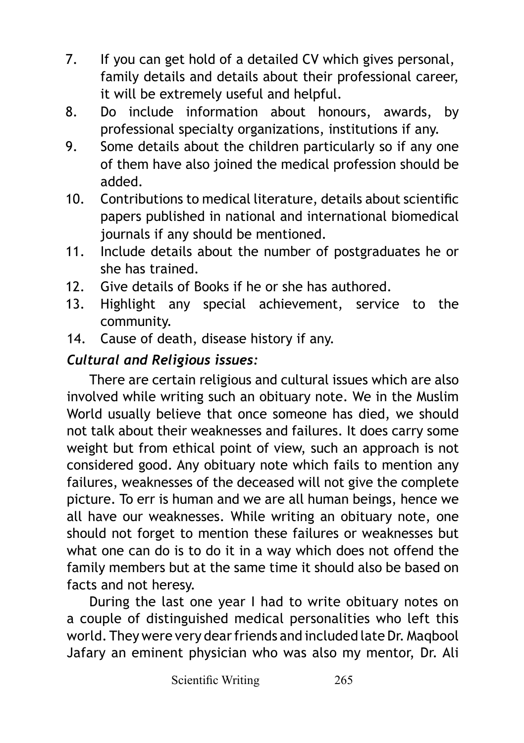7. If you can get hold of a detailed CV which gives personal, family details and details about their professional career, it will be extremely useful and helpful.
8. Do include information about honours, awards, by professional specialty organizations, institutions if any.
9. Some details about the children particularly so if any one of them have also joined the medical profession should be added.
10. Contributions to medical literature, details about scientific papers published in national and international biomedical journals if any should be mentioned.
11. Include details about the number of postgraduates he or she has trained.
12. Give details of Books if he or she has authored.
13. Highlight any special achievement, service to the community.
14. Cause of death, disease history if any.

***Cultural and Religious issues:***

There are certain religious and cultural issues which are also involved while writing such an obituary note. We in the Muslim World usually believe that once someone has died, we should not talk about their weaknesses and failures. It does carry some weight but from ethical point of view, such an approach is not considered good. Any obituary note which fails to mention any failures, weaknesses of the deceased will not give the complete picture. To err is human and we are all human beings, hence we all have our weaknesses. While writing an obituary note, one should not forget to mention these failures or weaknesses but what one can do is to do it in a way which does not offend the family members but at the same time it should also be based on facts and not heresy.

During the last one year I had to write obituary notes on a couple of distinguished medical personalities who left this world. They were very dear friends and included late Dr. Maqbool Jafary an eminent physician who was also my mentor, Dr. Ali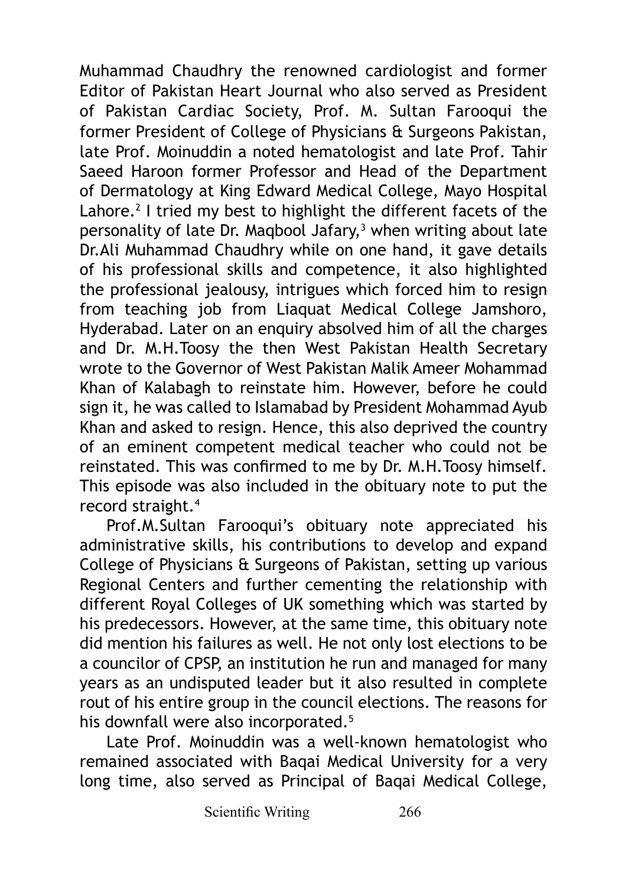Muhammad Chaudhry the renowned cardiologist and former Editor of Pakistan Heart Journal who also served as President of Pakistan Cardiac Society, Prof. M. Sultan Farooqui the former President of College of Physicians & Surgeons Pakistan, late Prof. Moinuddin a noted hematologist and late Prof. Tahir Saeed Haroon former Professor and Head of the Department of Dermatology at King Edward Medical College, Mayo Hospital Lahore.[2] I tried my best to highlight the different facets of the personality of late Dr. Maqbool Jafary,[3] when writing about late Dr.Ali Muhammad Chaudhry while on one hand, it gave details of his professional skills and competence, it also highlighted the professional jealousy, intrigues which forced him to resign from teaching job from Liaquat Medical College Jamshoro, Hyderabad. Later on an enquiry absolved him of all the charges and Dr. M.H.Toosy the then West Pakistan Health Secretary wrote to the Governor of West Pakistan Malik Ameer Mohammad Khan of Kalabagh to reinstate him. However, before he could sign it, he was called to Islamabad by President Mohammad Ayub Khan and asked to resign. Hence, this also deprived the country of an eminent competent medical teacher who could not be reinstated. This was confirmed to me by Dr. M.H.Toosy himself. This episode was also included in the obituary note to put the record straight.[4]

Prof.M.Sultan Farooqui's obituary note appreciated his administrative skills, his contributions to develop and expand College of Physicians & Surgeons of Pakistan, setting up various Regional Centers and further cementing the relationship with different Royal Colleges of UK something which was started by his predecessors. However, at the same time, this obituary note did mention his failures as well. He not only lost elections to be a councilor of CPSP, an institution he run and managed for many years as an undisputed leader but it also resulted in complete rout of his entire group in the council elections. The reasons for his downfall were also incorporated.[5]

Late Prof. Moinuddin was a well-known hematologist who remained associated with Baqai Medical University for a very long time, also served as Principal of Baqai Medical College,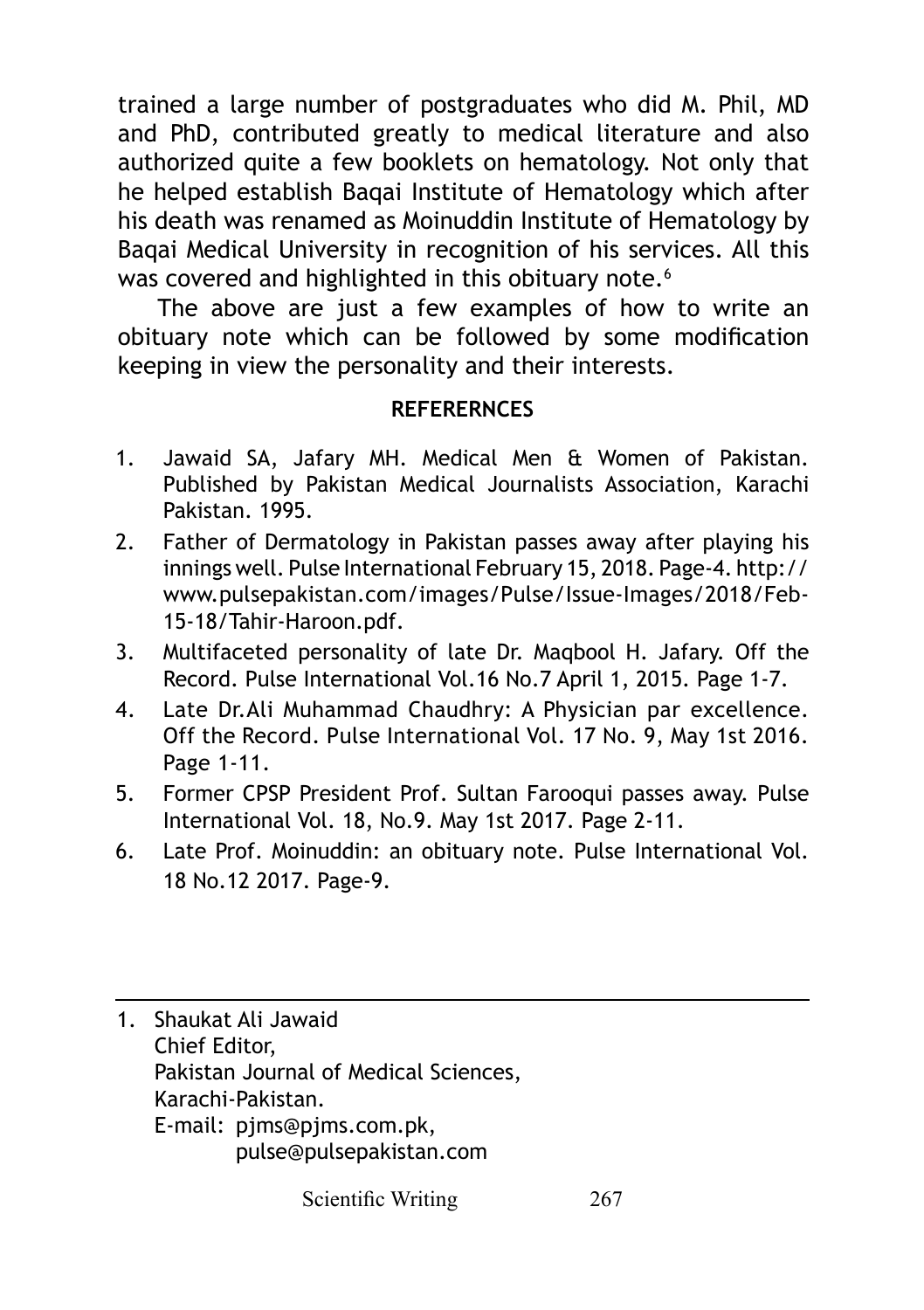trained a large number of postgraduates who did M. Phil, MD and PhD, contributed greatly to medical literature and also authorized quite a few booklets on hematology. Not only that he helped establish Baqai Institute of Hematology which after his death was renamed as Moinuddin Institute of Hematology by Baqai Medical University in recognition of his services. All this was covered and highlighted in this obituary note.[6]

The above are just a few examples of how to write an obituary note which can be followed by some modification keeping in view the personality and their interests.

**REFERERNCES**

1. Jawaid SA, Jafary MH. Medical Men & Women of Pakistan. Published by Pakistan Medical Journalists Association, Karachi Pakistan. 1995.
2. Father of Dermatology in Pakistan passes away after playing his innings well. Pulse International February 15, 2018. Page-4. http://www.pulsepakistan.com/images/Pulse/Issue-Images/2018/Feb-15-18/Tahir-Haroon.pdf.
3. Multifaceted personality of late Dr. Maqbool H. Jafary. Off the Record. Pulse International Vol.16 No.7 April 1, 2015. Page 1-7.
4. Late Dr.Ali Muhammad Chaudhry: A Physician par excellence. Off the Record. Pulse International Vol. 17 No. 9, May 1st 2016. Page 1-11.
5. Former CPSP President Prof. Sultan Farooqui passes away. Pulse International Vol. 18, No.9. May 1st 2017. Page 2-11.
6. Late Prof. Moinuddin: an obituary note. Pulse International Vol. 18 No.12 2017. Page-9.

---

1. Shaukat Ali Jawaid
   Chief Editor,
   Pakistan Journal of Medical Sciences,
   Karachi-Pakistan.
   E-mail: pjms@pjms.com.pk,
   pulse@pulsepakistan.com